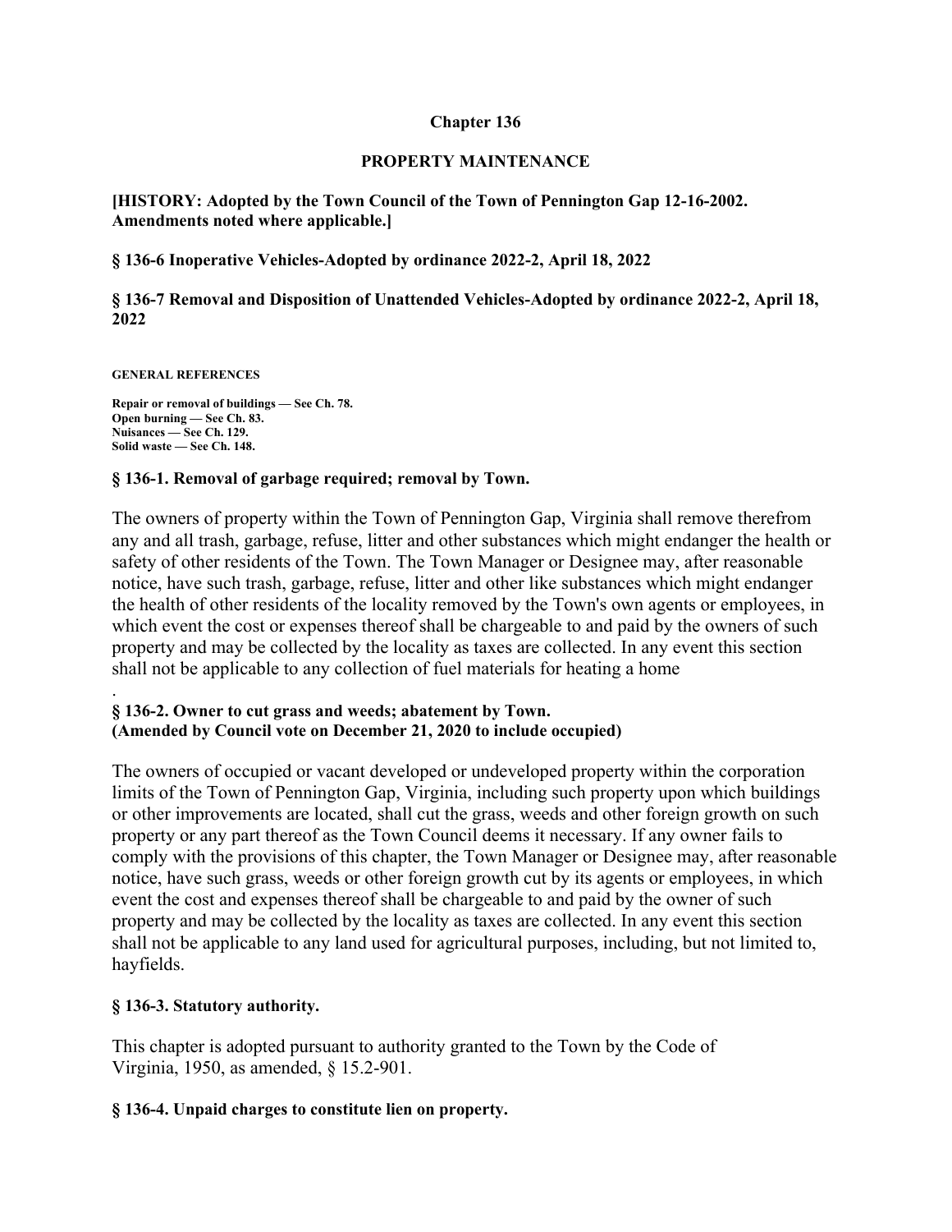# Chapter 136

## PROPERTY MAINTENANCE

**[HISTORY: Adopted by the Town Council of the Town of Pennington Gap 12-16-2002. Amendments noted where applicable.]**

**§ 136-6 Inoperative Vehicles-Adopted by ordinance 2022-2, April 18, 2022**

**§ 136-7 Removal and Disposition of Unattended Vehicles-Adopted by ordinance 2022-2, April 18, 2022**

**GENERAL REFERENCES**

**Repair or removal of buildings — See Ch. 78.**
**Open burning — See Ch. 83.**
**Nuisances — See Ch. 129.**
**Solid waste — See Ch. 148.**

### § 136-1. Removal of garbage required; removal by Town.

The owners of property within the Town of Pennington Gap, Virginia shall remove therefrom any and all trash, garbage, refuse, litter and other substances which might endanger the health or safety of other residents of the Town. The Town Manager or Designee may, after reasonable notice, have such trash, garbage, refuse, litter and other like substances which might endanger the health of other residents of the locality removed by the Town's own agents or employees, in which event the cost or expenses thereof shall be chargeable to and paid by the owners of such property and may be collected by the locality as taxes are collected. In any event this section shall not be applicable to any collection of fuel materials for heating a home
.

### § 136-2. Owner to cut grass and weeds; abatement by Town.
**(Amended by Council vote on December 21, 2020 to include occupied)**

The owners of occupied or vacant developed or undeveloped property within the corporation limits of the Town of Pennington Gap, Virginia, including such property upon which buildings or other improvements are located, shall cut the grass, weeds and other foreign growth on such property or any part thereof as the Town Council deems it necessary. If any owner fails to comply with the provisions of this chapter, the Town Manager or Designee may, after reasonable notice, have such grass, weeds or other foreign growth cut by its agents or employees, in which event the cost and expenses thereof shall be chargeable to and paid by the owner of such property and may be collected by the locality as taxes are collected. In any event this section shall not be applicable to any land used for agricultural purposes, including, but not limited to, hayfields.

### § 136-3. Statutory authority.

This chapter is adopted pursuant to authority granted to the Town by the Code of Virginia, 1950, as amended, § 15.2-901.

### § 136-4. Unpaid charges to constitute lien on property.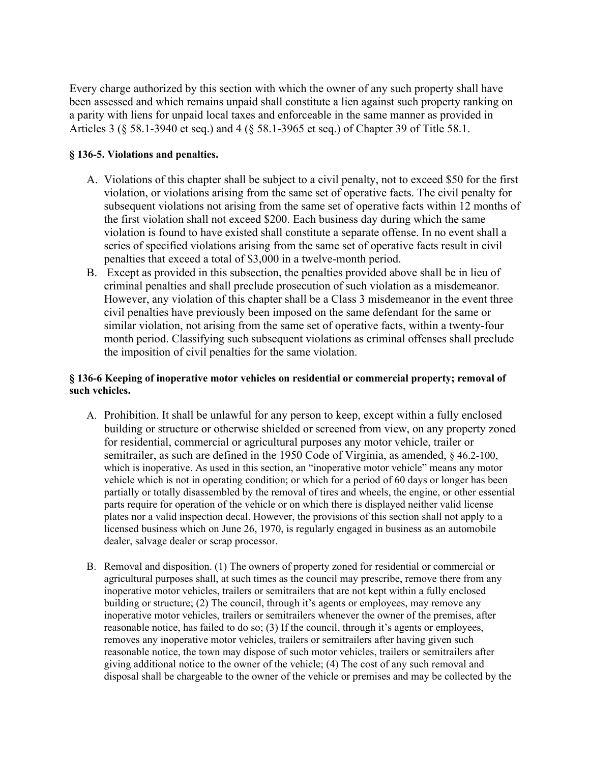Every charge authorized by this section with which the owner of any such property shall have been assessed and which remains unpaid shall constitute a lien against such property ranking on a parity with liens for unpaid local taxes and enforceable in the same manner as provided in Articles 3 (§ 58.1-3940 et seq.) and 4 (§ 58.1-3965 et seq.) of Chapter 39 of Title 58.1.

**§ 136-5. Violations and penalties.**

A. Violations of this chapter shall be subject to a civil penalty, not to exceed $50 for the first violation, or violations arising from the same set of operative facts. The civil penalty for subsequent violations not arising from the same set of operative facts within 12 months of the first violation shall not exceed $200. Each business day during which the same violation is found to have existed shall constitute a separate offense. In no event shall a series of specified violations arising from the same set of operative facts result in civil penalties that exceed a total of $3,000 in a twelve-month period.

B. Except as provided in this subsection, the penalties provided above shall be in lieu of criminal penalties and shall preclude prosecution of such violation as a misdemeanor. However, any violation of this chapter shall be a Class 3 misdemeanor in the event three civil penalties have previously been imposed on the same defendant for the same or similar violation, not arising from the same set of operative facts, within a twenty-four month period. Classifying such subsequent violations as criminal offenses shall preclude the imposition of civil penalties for the same violation.

**§ 136-6 Keeping of inoperative motor vehicles on residential or commercial property; removal of such vehicles.**

A. Prohibition. It shall be unlawful for any person to keep, except within a fully enclosed building or structure or otherwise shielded or screened from view, on any property zoned for residential, commercial or agricultural purposes any motor vehicle, trailer or semitrailer, as such are defined in the 1950 Code of Virginia, as amended, § 46.2-100, which is inoperative. As used in this section, an "inoperative motor vehicle" means any motor vehicle which is not in operating condition; or which for a period of 60 days or longer has been partially or totally disassembled by the removal of tires and wheels, the engine, or other essential parts require for operation of the vehicle or on which there is displayed neither valid license plates nor a valid inspection decal. However, the provisions of this section shall not apply to a licensed business which on June 26, 1970, is regularly engaged in business as an automobile dealer, salvage dealer or scrap processor.

B. Removal and disposition. (1) The owners of property zoned for residential or commercial or agricultural purposes shall, at such times as the council may prescribe, remove there from any inoperative motor vehicles, trailers or semitrailers that are not kept within a fully enclosed building or structure; (2) The council, through it's agents or employees, may remove any inoperative motor vehicles, trailers or semitrailers whenever the owner of the premises, after reasonable notice, has failed to do so; (3) If the council, through it's agents or employees, removes any inoperative motor vehicles, trailers or semitrailers after having given such reasonable notice, the town may dispose of such motor vehicles, trailers or semitrailers after giving additional notice to the owner of the vehicle; (4) The cost of any such removal and disposal shall be chargeable to the owner of the vehicle or premises and may be collected by the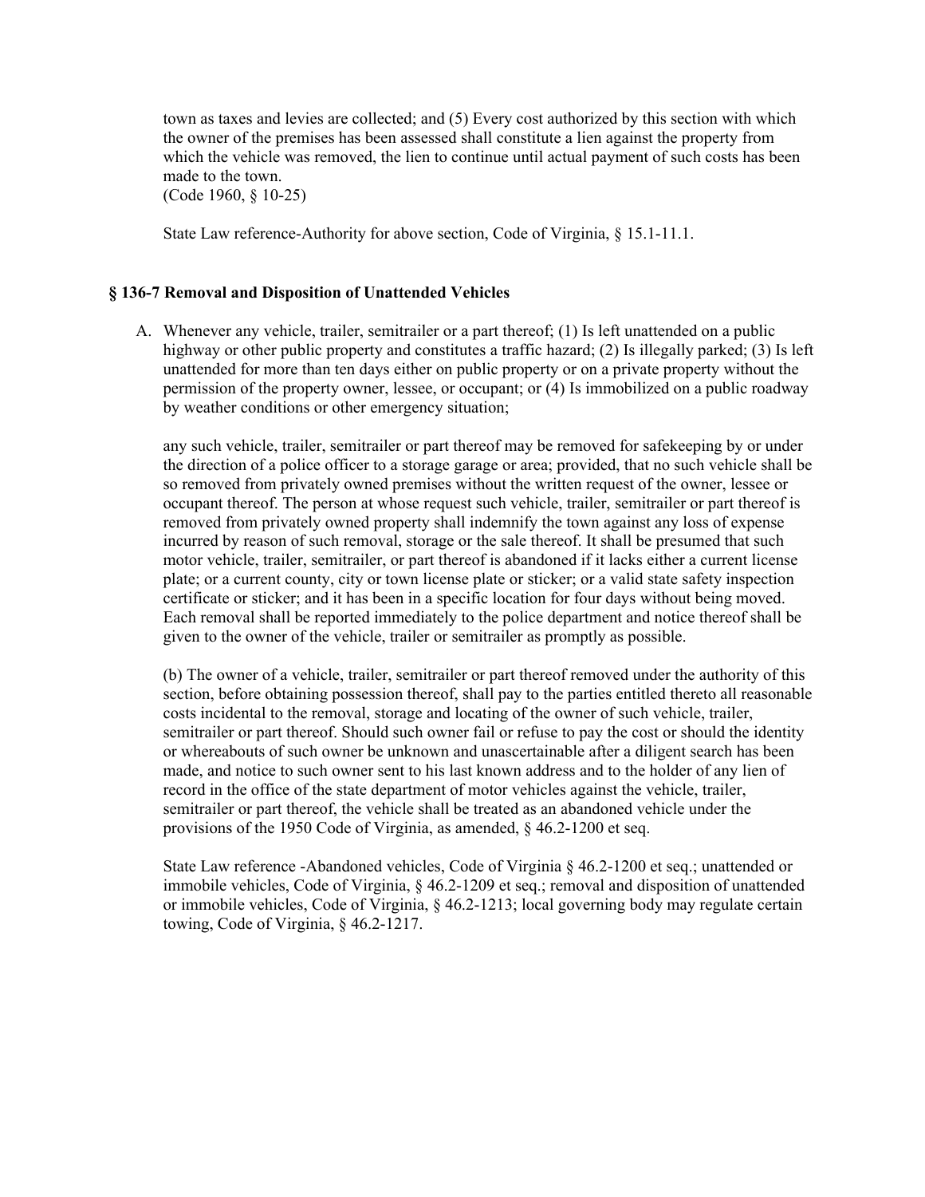town as taxes and levies are collected; and (5) Every cost authorized by this section with which the owner of the premises has been assessed shall constitute a lien against the property from which the vehicle was removed, the lien to continue until actual payment of such costs has been made to the town.
(Code 1960, § 10-25)

State Law reference-Authority for above section, Code of Virginia, § 15.1-11.1.

### § 136-7 Removal and Disposition of Unattended Vehicles

A. Whenever any vehicle, trailer, semitrailer or a part thereof; (1) Is left unattended on a public highway or other public property and constitutes a traffic hazard; (2) Is illegally parked; (3) Is left unattended for more than ten days either on public property or on a private property without the permission of the property owner, lessee, or occupant; or (4) Is immobilized on a public roadway by weather conditions or other emergency situation;

any such vehicle, trailer, semitrailer or part thereof may be removed for safekeeping by or under the direction of a police officer to a storage garage or area; provided, that no such vehicle shall be so removed from privately owned premises without the written request of the owner, lessee or occupant thereof. The person at whose request such vehicle, trailer, semitrailer or part thereof is removed from privately owned property shall indemnify the town against any loss of expense incurred by reason of such removal, storage or the sale thereof. It shall be presumed that such motor vehicle, trailer, semitrailer, or part thereof is abandoned if it lacks either a current license plate; or a current county, city or town license plate or sticker; or a valid state safety inspection certificate or sticker; and it has been in a specific location for four days without being moved. Each removal shall be reported immediately to the police department and notice thereof shall be given to the owner of the vehicle, trailer or semitrailer as promptly as possible.

(b) The owner of a vehicle, trailer, semitrailer or part thereof removed under the authority of this section, before obtaining possession thereof, shall pay to the parties entitled thereto all reasonable costs incidental to the removal, storage and locating of the owner of such vehicle, trailer, semitrailer or part thereof. Should such owner fail or refuse to pay the cost or should the identity or whereabouts of such owner be unknown and unascertainable after a diligent search has been made, and notice to such owner sent to his last known address and to the holder of any lien of record in the office of the state department of motor vehicles against the vehicle, trailer, semitrailer or part thereof, the vehicle shall be treated as an abandoned vehicle under the provisions of the 1950 Code of Virginia, as amended, § 46.2-1200 et seq.

State Law reference -Abandoned vehicles, Code of Virginia § 46.2-1200 et seq.; unattended or immobile vehicles, Code of Virginia, § 46.2-1209 et seq.; removal and disposition of unattended or immobile vehicles, Code of Virginia, § 46.2-1213; local governing body may regulate certain towing, Code of Virginia, § 46.2-1217.